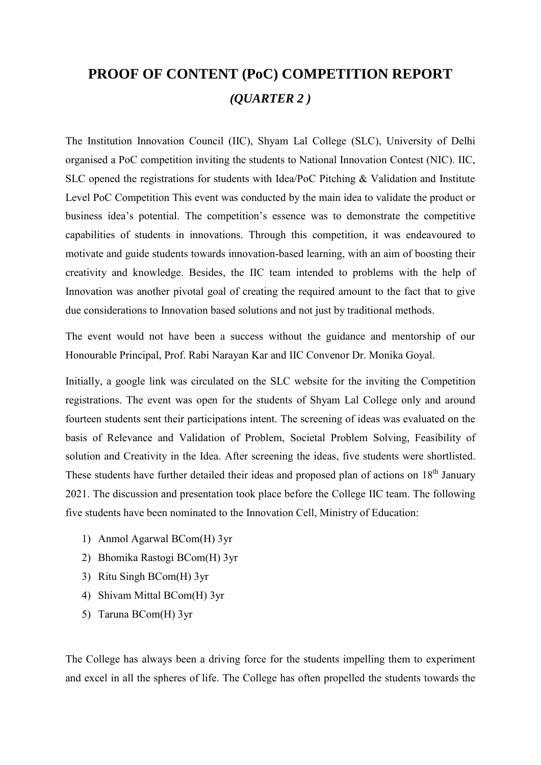# PROOF OF CONTENT (PoC) COMPETITION REPORT

## *(QUARTER 2 )*

The Institution Innovation Council (IIC), Shyam Lal College (SLC), University of Delhi organised a PoC competition inviting the students to National Innovation Contest (NIC). IIC, SLC opened the registrations for students with Idea/PoC Pitching & Validation and Institute Level PoC Competition This event was conducted by the main idea to validate the product or business idea's potential. The competition's essence was to demonstrate the competitive capabilities of students in innovations. Through this competition, it was endeavoured to motivate and guide students towards innovation-based learning, with an aim of boosting their creativity and knowledge. Besides, the IIC team intended to problems with the help of Innovation was another pivotal goal of creating the required amount to the fact that to give due considerations to Innovation based solutions and not just by traditional methods.

The event would not have been a success without the guidance and mentorship of our Honourable Principal, Prof. Rabi Narayan Kar and IIC Convenor Dr. Monika Goyal.

Initially, a google link was circulated on the SLC website for the inviting the Competition registrations. The event was open for the students of Shyam Lal College only and around fourteen students sent their participations intent. The screening of ideas was evaluated on the basis of Relevance and Validation of Problem, Societal Problem Solving, Feasibility of solution and Creativity in the Idea. After screening the ideas, five students were shortlisted. These students have further detailed their ideas and proposed plan of actions on 18th January 2021. The discussion and presentation took place before the College IIC team. The following five students have been nominated to the Innovation Cell, Ministry of Education:

1) Anmol Agarwal BCom(H) 3yr
2) Bhomika Rastogi BCom(H) 3yr
3) Ritu Singh BCom(H) 3yr
4) Shivam Mittal BCom(H) 3yr
5) Taruna BCom(H) 3yr

The College has always been a driving force for the students impelling them to experiment and excel in all the spheres of life. The College has often propelled the students towards the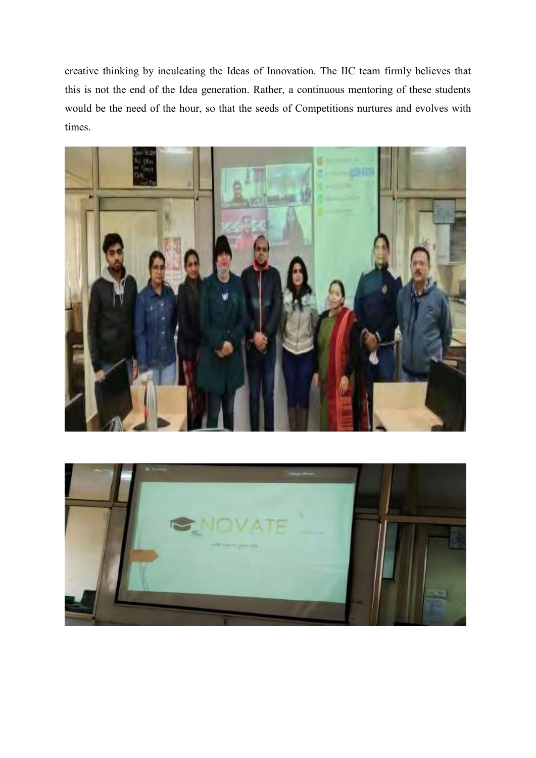creative thinking by inculcating the Ideas of Innovation. The IIC team firmly believes that this is not the end of the Idea generation. Rather, a continuous mentoring of these students would be the need of the hour, so that the seeds of Competitions nurtures and evolves with times.